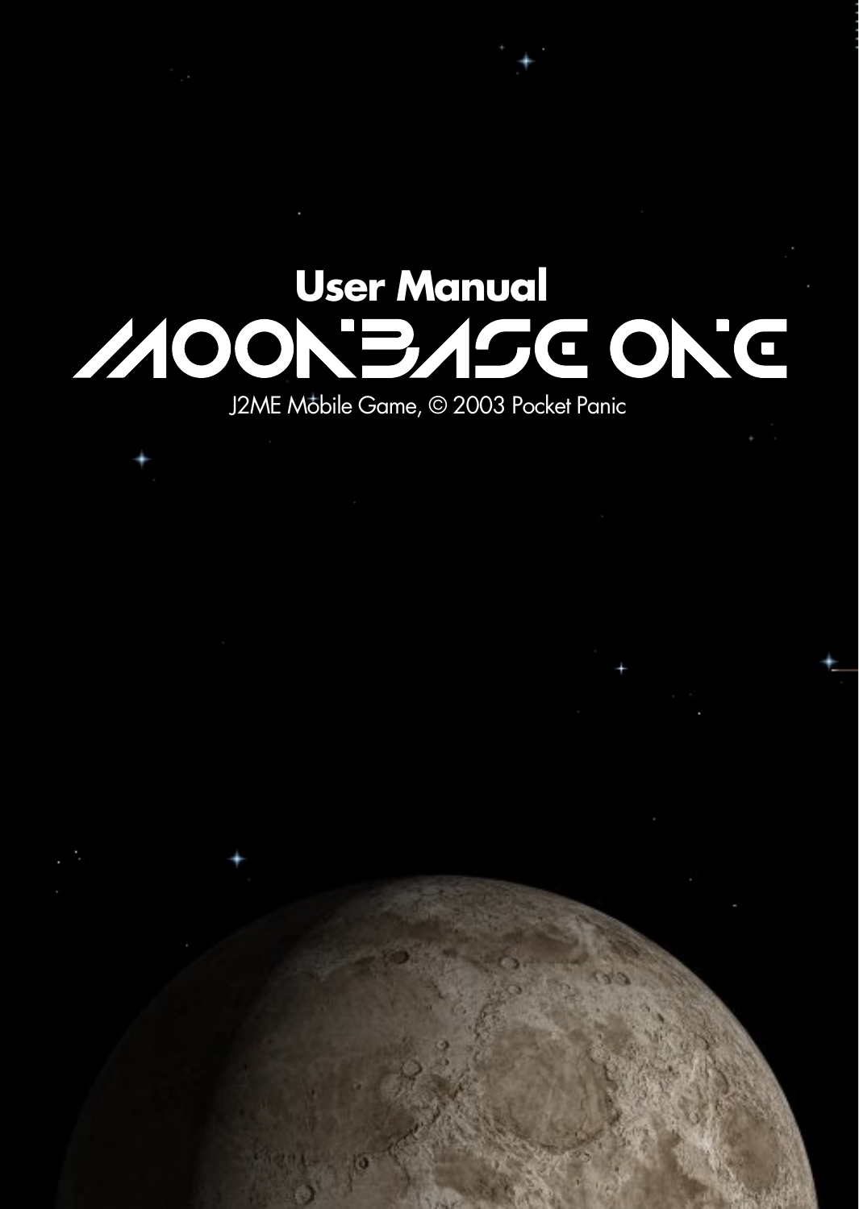**User Manual**

# MOONBASE ONE

J2ME Mobile Game, © 2003 Pocket Panic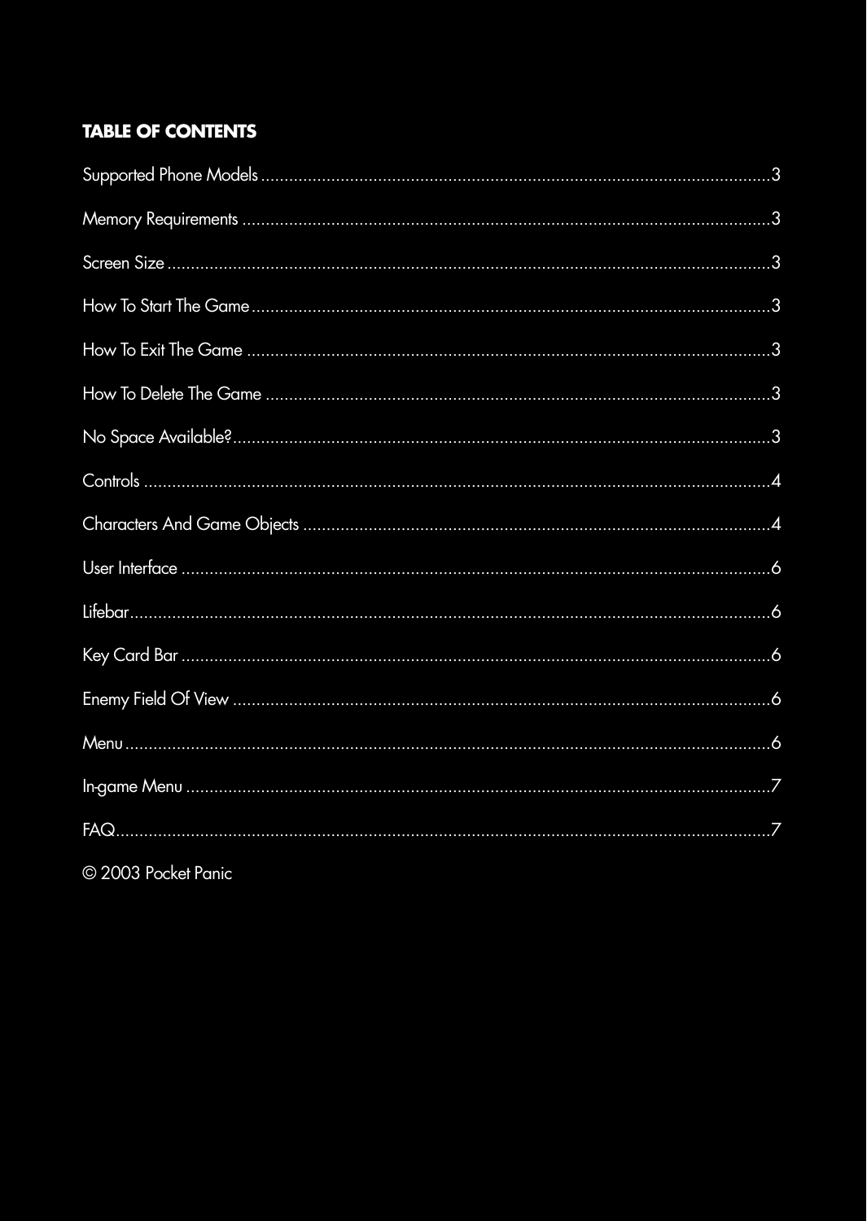## TABLE OF CONTENTS

| Section | Page |
|---|---|
| Supported Phone Models | 3 |
| Memory Requirements | 3 |
| Screen Size | 3 |
| How To Start The Game | 3 |
| How To Exit The Game | 3 |
| How To Delete The Game | 3 |
| No Space Available? | 3 |
| Controls | 4 |
| Characters And Game Objects | 4 |
| User Interface | 6 |
| Lifebar | 6 |
| Key Card Bar | 6 |
| Enemy Field Of View | 6 |
| Menu | 6 |
| In-game Menu | 7 |
| FAQ | 7 |

© 2003 Pocket Panic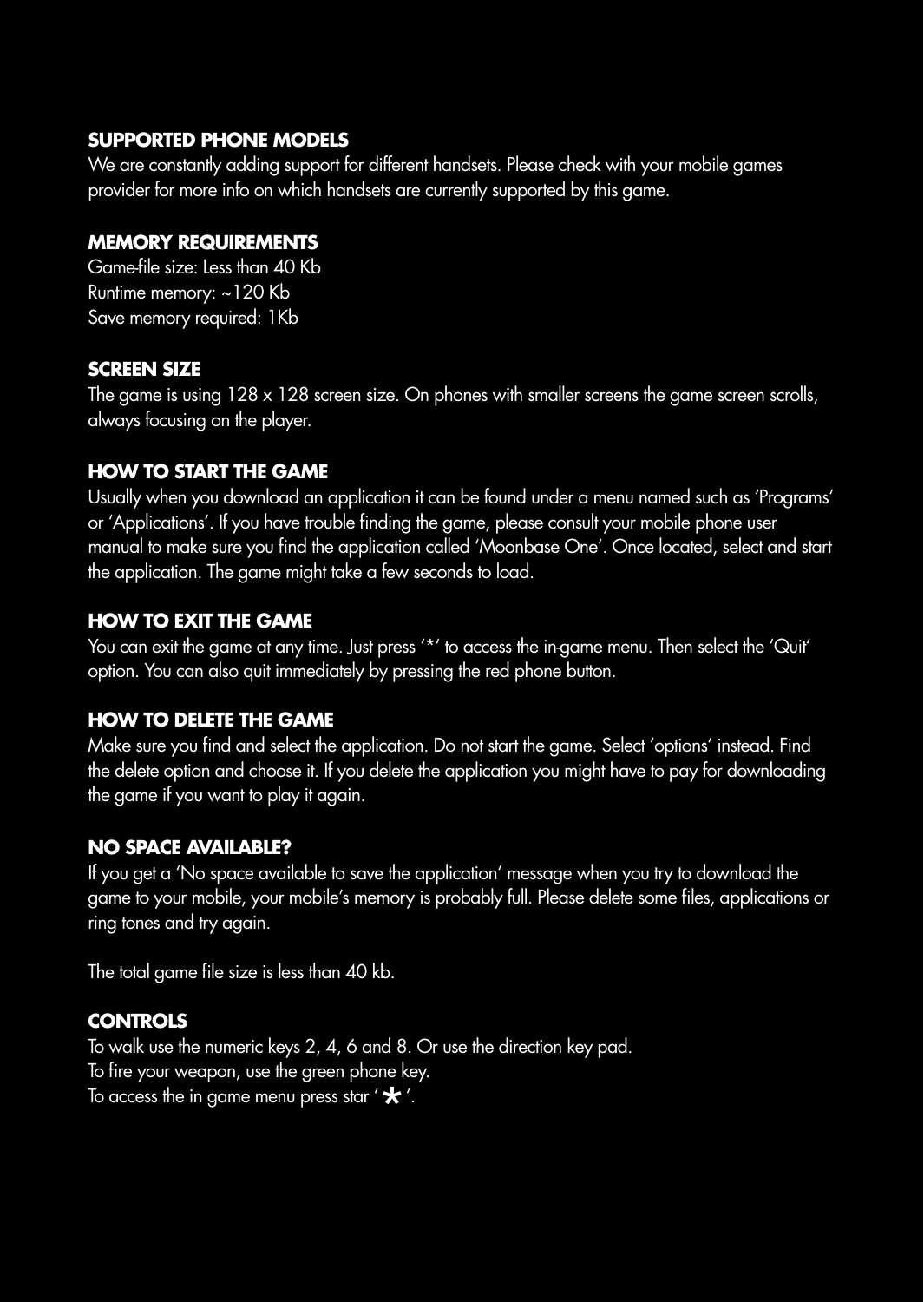## SUPPORTED PHONE MODELS

We are constantly adding support for different handsets. Please check with your mobile games provider for more info on which handsets are currently supported by this game.

## MEMORY REQUIREMENTS

Game-file size: Less than 40 Kb
Runtime memory: ~120 Kb
Save memory required: 1Kb

## SCREEN SIZE

The game is using 128 x 128 screen size. On phones with smaller screens the game screen scrolls, always focusing on the player.

## HOW TO START THE GAME

Usually when you download an application it can be found under a menu named such as 'Programs' or 'Applications'. If you have trouble finding the game, please consult your mobile phone user manual to make sure you find the application called 'Moonbase One'. Once located, select and start the application. The game might take a few seconds to load.

## HOW TO EXIT THE GAME

You can exit the game at any time. Just press '*' to access the in-game menu. Then select the 'Quit' option. You can also quit immediately by pressing the red phone button.

## HOW TO DELETE THE GAME

Make sure you find and select the application. Do not start the game. Select 'options' instead. Find the delete option and choose it. If you delete the application you might have to pay for downloading the game if you want to play it again.

## NO SPACE AVAILABLE?

If you get a 'No space available to save the application' message when you try to download the game to your mobile, your mobile's memory is probably full. Please delete some files, applications or ring tones and try again.

The total game file size is less than 40 kb.

## CONTROLS

To walk use the numeric keys 2, 4, 6 and 8. Or use the direction key pad.
To fire your weapon, use the green phone key.
To access the in game menu press star '*'.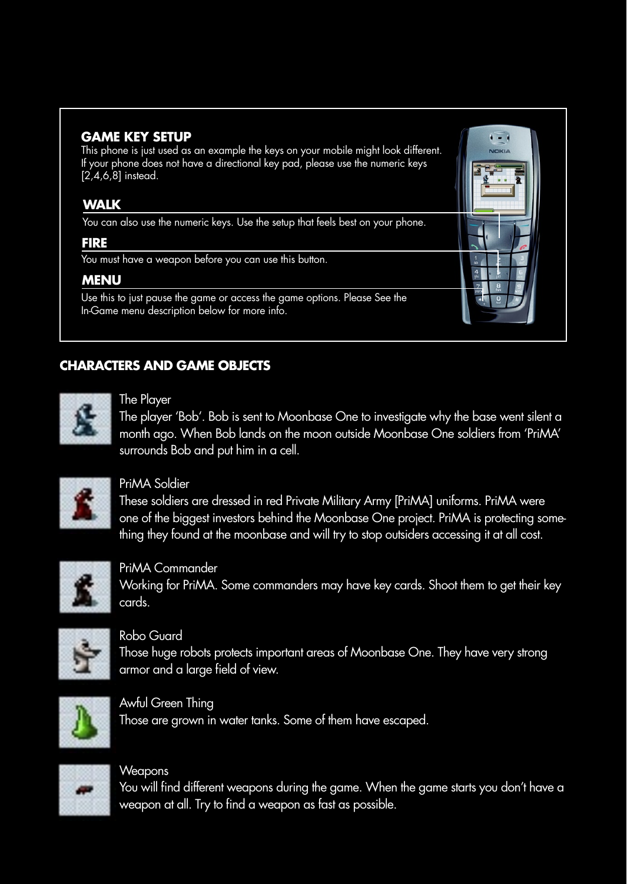## GAME KEY SETUP

This phone is just used as an example the keys on your mobile might look different. If your phone does not have a directional key pad, please use the numeric keys [2,4,6,8] instead.

### WALK

You can also use the numeric keys. Use the setup that feels best on your phone.

### FIRE

You must have a weapon before you can use this button.

### MENU

Use this to just pause the game or access the game options. Please See the In-Game menu description below for more info.

## CHARACTERS AND GAME OBJECTS

The Player
The player 'Bob'. Bob is sent to Moonbase One to investigate why the base went silent a month ago. When Bob lands on the moon outside Moonbase One soldiers from 'PriMA' surrounds Bob and put him in a cell.

PriMA Soldier
These soldiers are dressed in red Private Military Army [PriMA] uniforms. PriMA were one of the biggest investors behind the Moonbase One project. PriMA is protecting something they found at the moonbase and will try to stop outsiders accessing it at all cost.

PriMA Commander
Working for PriMA. Some commanders may have key cards. Shoot them to get their key cards.

Robo Guard
Those huge robots protects important areas of Moonbase One. They have very strong armor and a large field of view.

Awful Green Thing
Those are grown in water tanks. Some of them have escaped.

Weapons
You will find different weapons during the game. When the game starts you don't have a weapon at all. Try to find a weapon as fast as possible.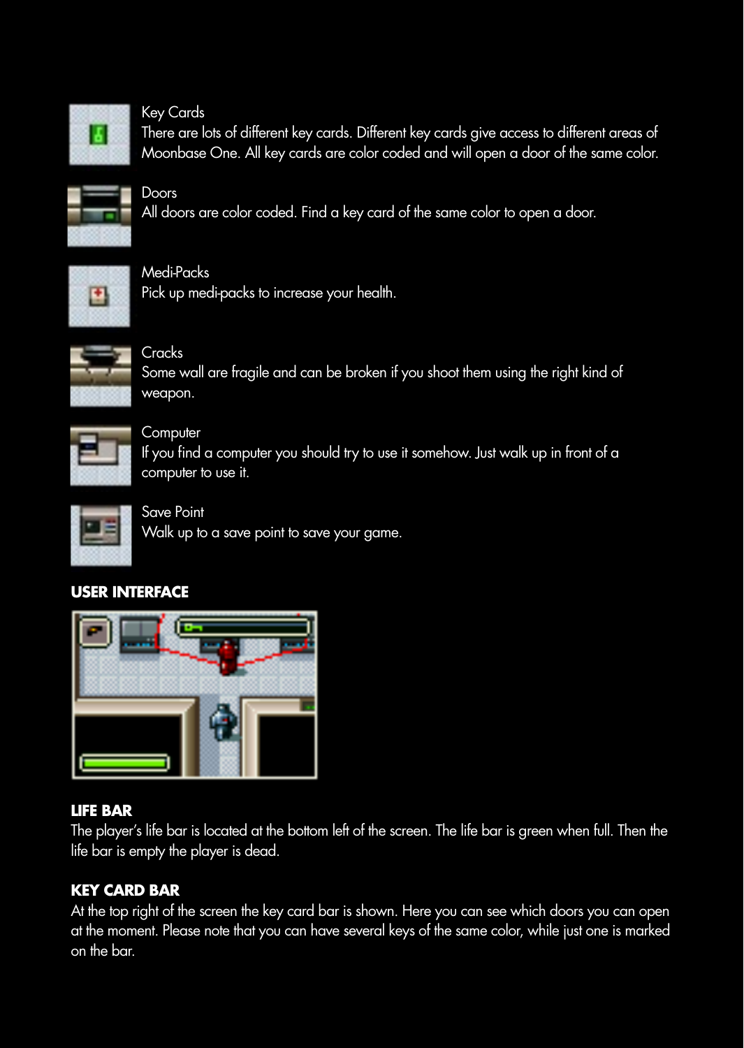Key Cards
There are lots of different key cards. Different key cards give access to different areas of Moonbase One. All key cards are color coded and will open a door of the same color.

Doors
All doors are color coded. Find a key card of the same color to open a door.

Medi-Packs
Pick up medi-packs to increase your health.

Cracks
Some wall are fragile and can be broken if you shoot them using the right kind of weapon.

Computer
If you find a computer you should try to use it somehow. Just walk up in front of a computer to use it.

Save Point
Walk up to a save point to save your game.

## USER INTERFACE

## LIFE BAR

The player's life bar is located at the bottom left of the screen. The life bar is green when full. Then the life bar is empty the player is dead.

## KEY CARD BAR

At the top right of the screen the key card bar is shown. Here you can see which doors you can open at the moment. Please note that you can have several keys of the same color, while just one is marked on the bar.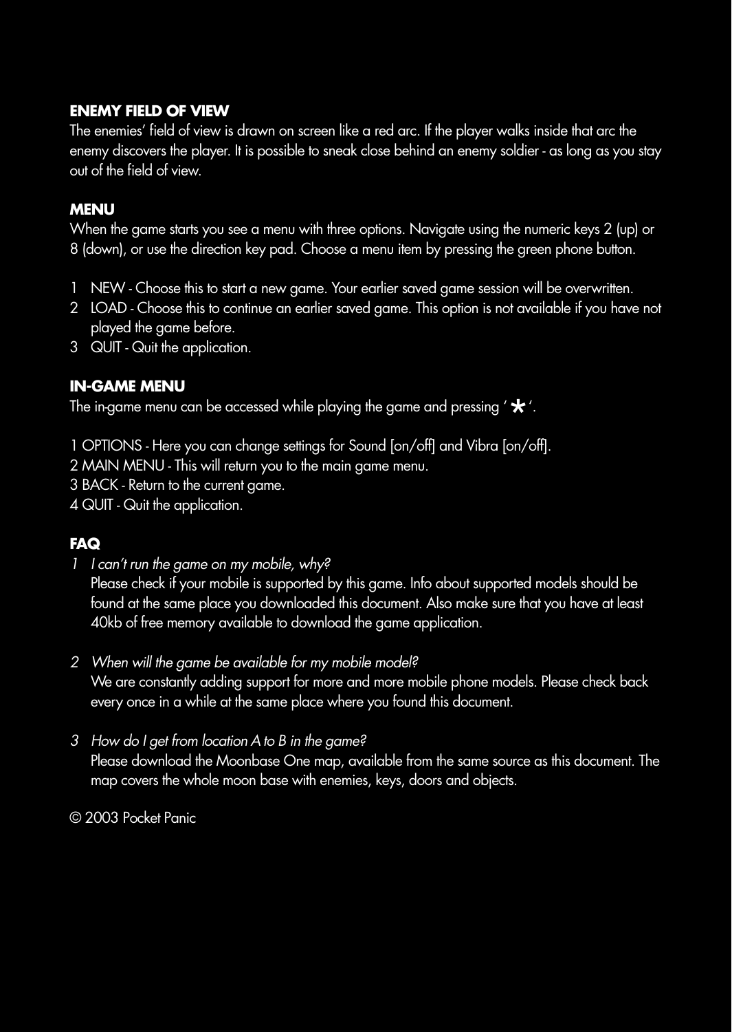## ENEMY FIELD OF VIEW

The enemies' field of view is drawn on screen like a red arc. If the player walks inside that arc the enemy discovers the player. It is possible to sneak close behind an enemy soldier - as long as you stay out of the field of view.

## MENU

When the game starts you see a menu with three options. Navigate using the numeric keys 2 (up) or 8 (down), or use the direction key pad. Choose a menu item by pressing the green phone button.

1. NEW - Choose this to start a new game. Your earlier saved game session will be overwritten.
2. LOAD - Choose this to continue an earlier saved game. This option is not available if you have not played the game before.
3. QUIT - Quit the application.

## IN-GAME MENU

The in-game menu can be accessed while playing the game and pressing '*'.

1 OPTIONS - Here you can change settings for Sound [on/off] and Vibra [on/off].
2 MAIN MENU - This will return you to the main game menu.
3 BACK - Return to the current game.
4 QUIT - Quit the application.

## FAQ

1. *I can't run the game on my mobile, why?*
   Please check if your mobile is supported by this game. Info about supported models should be found at the same place you downloaded this document. Also make sure that you have at least 40kb of free memory available to download the game application.

2. *When will the game be available for my mobile model?*
   We are constantly adding support for more and more mobile phone models. Please check back every once in a while at the same place where you found this document.

3. *How do I get from location A to B in the game?*
   Please download the Moonbase One map, available from the same source as this document. The map covers the whole moon base with enemies, keys, doors and objects.

© 2003 Pocket Panic